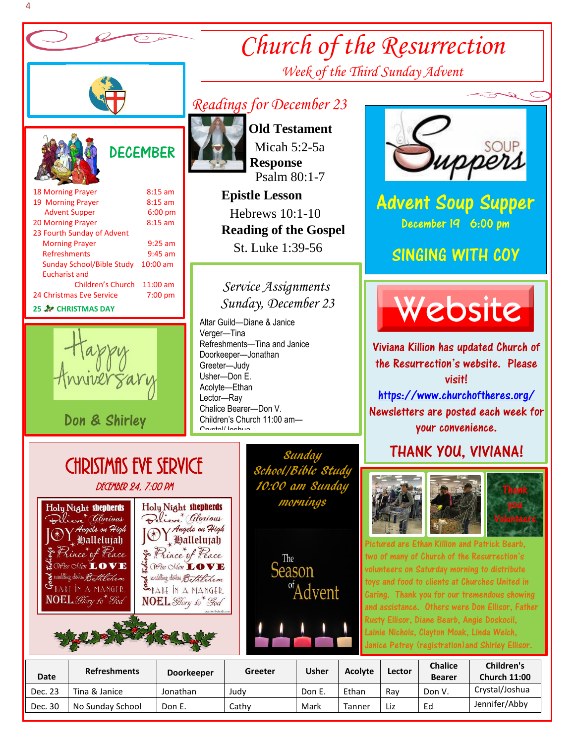# Church of the Resurrection

*Week of the Third Sunday Advent*

## DECEMBER

18 Morning Prayer — 8:15 am
19 Morning Prayer — 8:15 am
Advent Supper — 6:00 pm
20 Morning Prayer — 8:15 am
23 Fourth Sunday of Advent
Morning Prayer — 9:25 am
Refreshments — 9:45 am
Sunday School/Bible Study — 10:00 am
Eucharist and
Children's Church — 11:00 am
24 Christmas Eve Service — 7:00 pm
**25 CHRISTMAS DAY**

## Happy Anniversary

**Don & Shirley**

## *Readings for December 23*

**Old Testament**
Micah 5:2-5a
**Response**
Psalm 80:1-7
**Epistle Lesson**
Hebrews 10:1-10
**Reading of the Gospel**
St. Luke 1:39-56

### *Service Assignments*
### *Sunday, December 23*

Altar Guild—Diane & Janice
Verger—Tina
Refreshments—Tina and Janice
Doorkeeper—Jonathan
Greeter—Judy
Usher—Don E.
Acolyte—Ethan
Lector—Ray
Chalice Bearer—Don V.
Children's Church 11:00 am—Crystal/Joshua

## Soup Suppers

## Advent Soup Supper

**December 19 6:00 pm**

**SINGING WITH COY**

## Website

Viviana Killion has updated Church of the Resurrection's website. Please visit!
https://www.churchofthres.org/
Newsletters are posted each week for your convenience.

**THANK YOU, VIVIANA!**

## CHRISTMAS EVE SERVICE

*DECEMBER 24, 7:00 PM*

*Sunday School/Bible Study 10:00 am Sunday mornings*

The Season of Advent

Thank you Volunteers

Pictured are Ethan Killion and Patrick Bearb, two of many of Church of the Resurrection's volunteers on Saturday morning to distribute toys and food to clients at Churches United in Caring. Thank you for our tremendous showing and assistance. Others were Don Ellisor, Father Rusty Ellisor, Diane Bearb, Angie Doskocil, Lainie Nichols, Clayton Moak, Linda Welch, Janice Petrey (registration)and Shirley Ellisor.

| Date | Refreshments | Doorkeeper | Greeter | Usher | Acolyte | Lector | Chalice Bearer | Children's Church 11:00 |
|---|---|---|---|---|---|---|---|---|
| Dec. 23 | Tina & Janice | Jonathan | Judy | Don E. | Ethan | Ray | Don V. | Crystal/Joshua |
| Dec. 30 | No Sunday School | Don E. | Cathy | Mark | Tanner | Liz | Ed | Jennifer/Abby |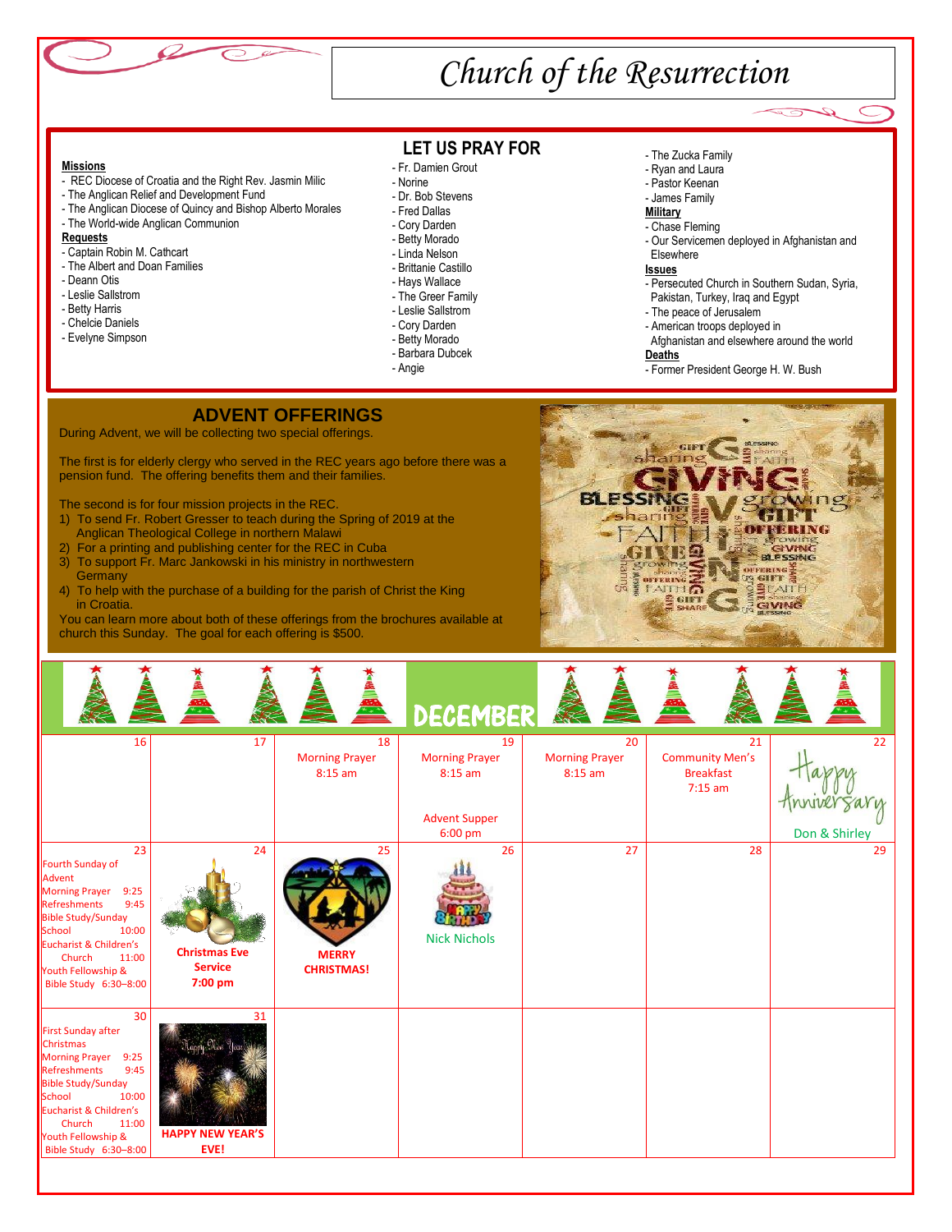# Church of the Resurrection

## LET US PRAY FOR

**Missions**
- REC Diocese of Croatia and the Right Rev. Jasmin Milic
- The Anglican Relief and Development Fund
- The Anglican Diocese of Quincy and Bishop Alberto Morales
- The World-wide Anglican Communion

**Requests**
- Captain Robin M. Cathcart
- The Albert and Doan Families
- Deann Otis
- Leslie Sallstrom
- Betty Harris
- Chelcie Daniels
- Evelyne Simpson
- Fr. Damien Grout
- Norine
- Dr. Bob Stevens
- Fred Dallas
- Cory Darden
- Betty Morado
- Linda Nelson
- Brittanie Castillo
- Hays Wallace
- The Greer Family
- Leslie Sallstrom
- Cory Darden
- Betty Morado
- Barbara Dubcek
- Angie
- The Zucka Family
- Ryan and Laura
- Pastor Keenan
- James Family

**Military**
- Chase Fleming
- Our Servicemen deployed in Afghanistan and Elsewhere

**Issues**
- Persecuted Church in Southern Sudan, Syria, Pakistan, Turkey, Iraq and Egypt
- The peace of Jerusalem
- American troops deployed in Afghanistan and elsewhere around the world

**Deaths**
- Former President George H. W. Bush

## ADVENT OFFERINGS

During Advent, we will be collecting two special offerings.

The first is for elderly clergy who served in the REC years ago before there was a pension fund. The offering benefits them and their families.

The second is for four mission projects in the REC.

1) To send Fr. Robert Gresser to teach during the Spring of 2019 at the Anglican Theological College in northern Malawi
2) For a printing and publishing center for the REC in Cuba
3) To support Fr. Marc Jankowski in his ministry in northwestern Germany
4) To help with the purchase of a building for the parish of Christ the King in Croatia.

You can learn more about both of these offerings from the brochures available at church this Sunday. The goal for each offering is $500.

## DECEMBER

| | | | | | | |
|---|---|---|---|---|---|---|
| 16 | 17 | 18<br>Morning Prayer 8:15 am | 19<br>Morning Prayer 8:15 am<br>Advent Supper 6:00 pm | 20<br>Morning Prayer 8:15 am | 21<br>Community Men's Breakfast 7:15 am | 22<br>Happy Anniversary<br>Don & Shirley |
| 23<br>Fourth Sunday of Advent<br>Morning Prayer 9:25<br>Refreshments 9:45<br>Bible Study/Sunday School 10:00<br>Eucharist & Children's Church 11:00<br>Youth Fellowship & Bible Study 6:30–8:00 | 24<br>**Christmas Eve Service 7:00 pm** | 25<br>**MERRY CHRISTMAS!** | 26<br>Happy Birthday<br>Nick Nichols | 27 | 28 | 29 |
| 30<br>First Sunday after Christmas<br>Morning Prayer 9:25<br>Refreshments 9:45<br>Bible Study/Sunday School 10:00<br>Eucharist & Children's Church 11:00<br>Youth Fellowship & Bible Study 6:30–8:00 | 31<br>**HAPPY NEW YEAR'S EVE!** | | | | | |